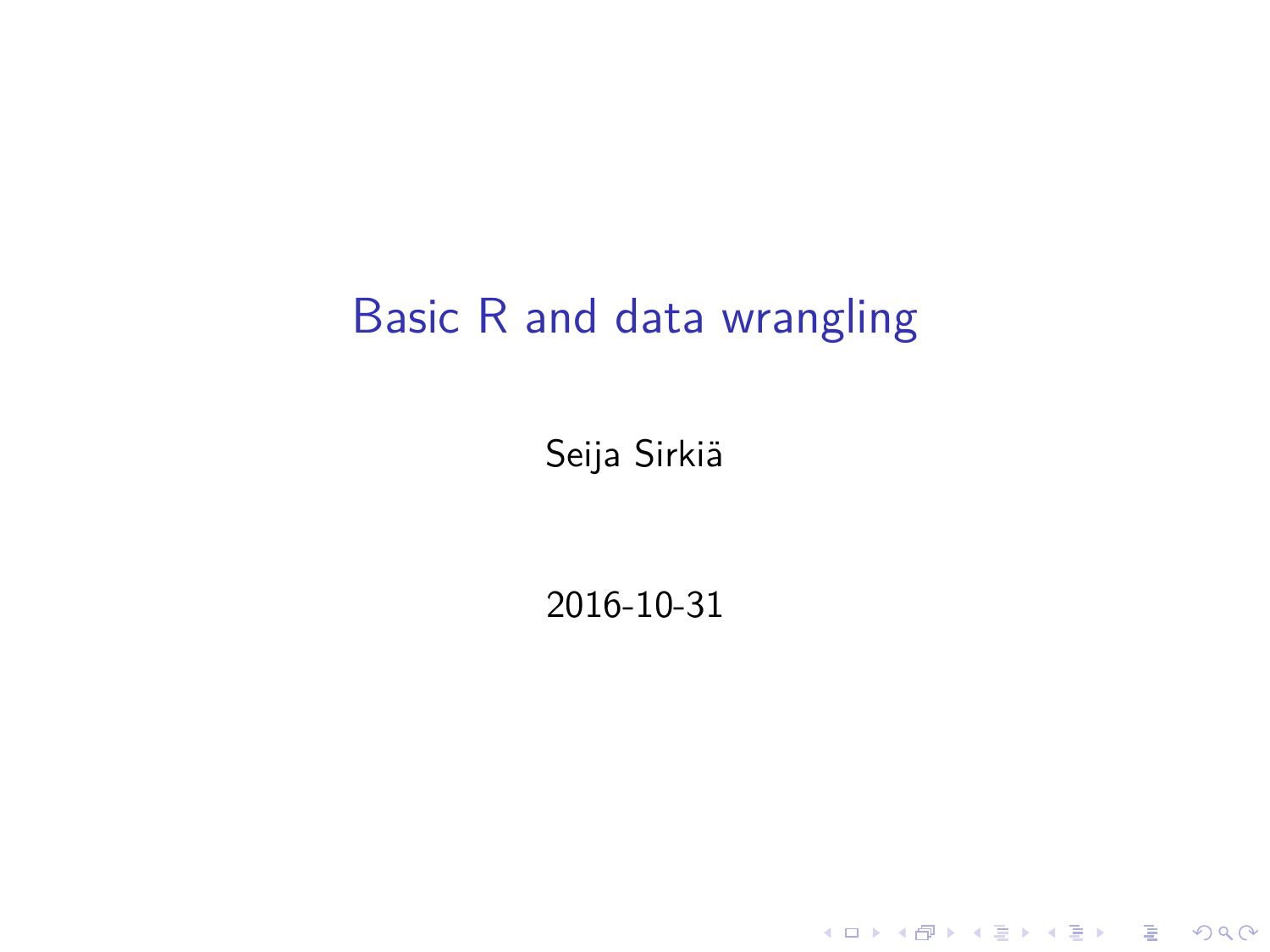# Basic R and data wrangling

Seija Sirkiä

2016-10-31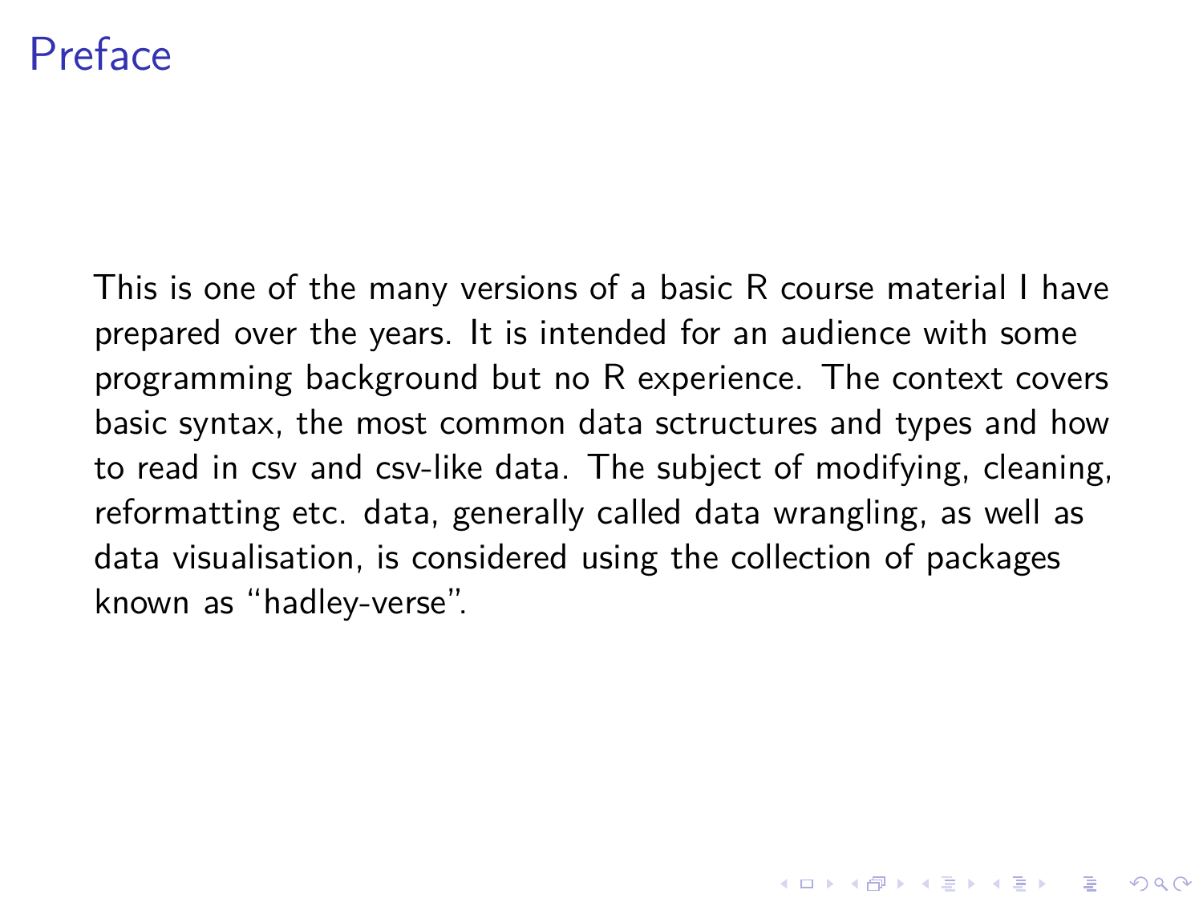# Preface

This is one of the many versions of a basic R course material I have prepared over the years. It is intended for an audience with some programming background but no R experience. The context covers basic syntax, the most common data sctructures and types and how to read in csv and csv-like data. The subject of modifying, cleaning, reformatting etc. data, generally called data wrangling, as well as data visualisation, is considered using the collection of packages known as "hadley-verse".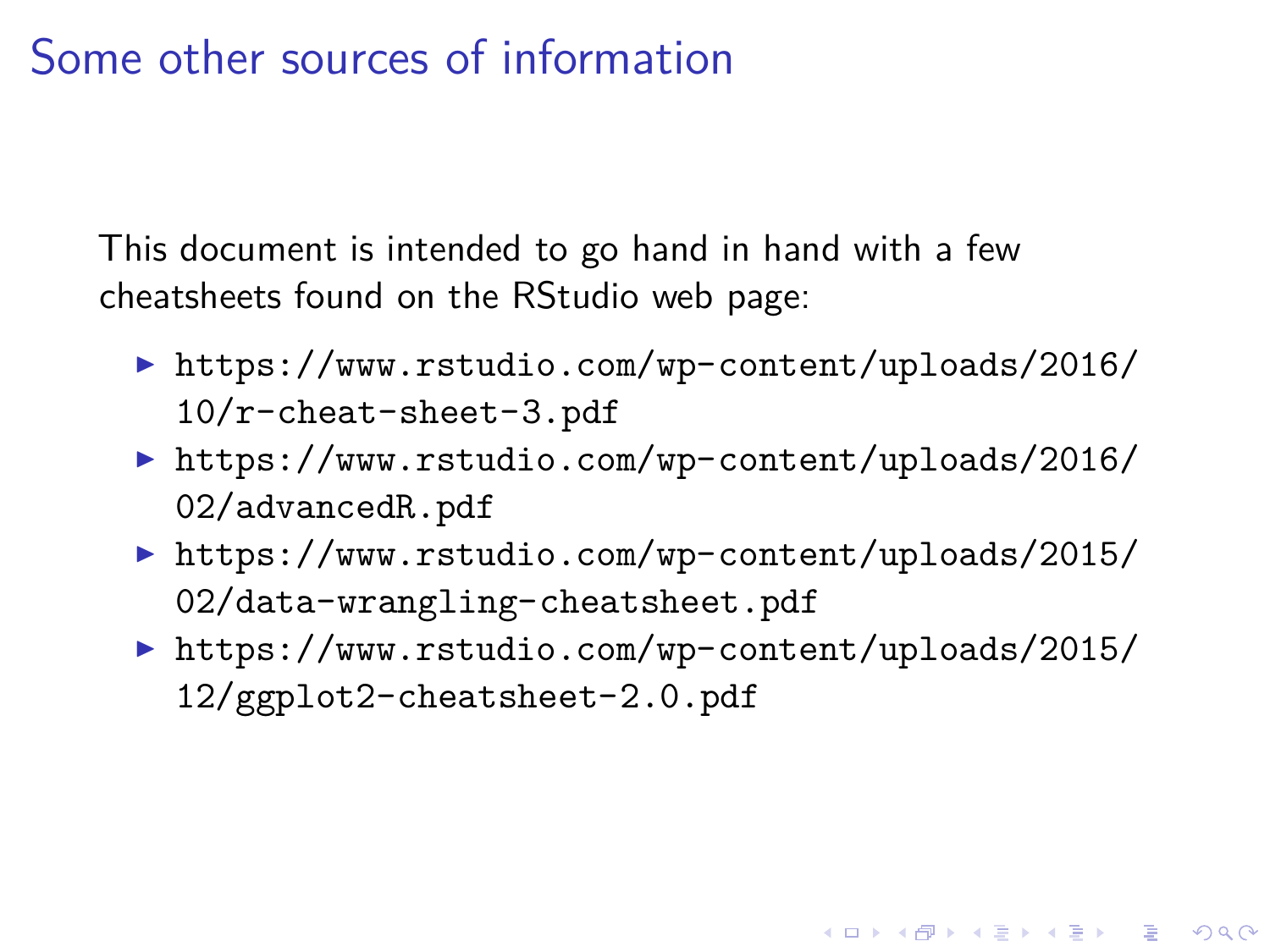# Some other sources of information

This document is intended to go hand in hand with a few cheatsheets found on the RStudio web page:

- https://www.rstudio.com/wp-content/uploads/2016/10/r-cheat-sheet-3.pdf
- https://www.rstudio.com/wp-content/uploads/2016/02/advancedR.pdf
- https://www.rstudio.com/wp-content/uploads/2015/02/data-wrangling-cheatsheet.pdf
- https://www.rstudio.com/wp-content/uploads/2015/12/ggplot2-cheatsheet-2.0.pdf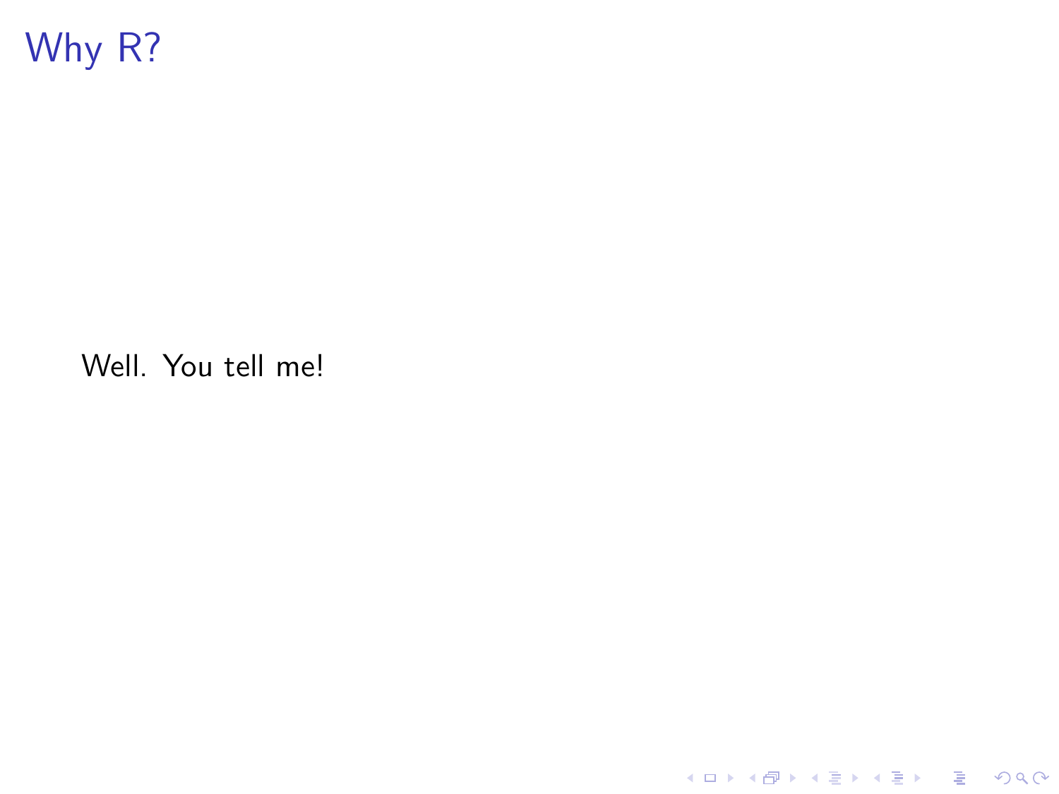# Why R?

Well. You tell me!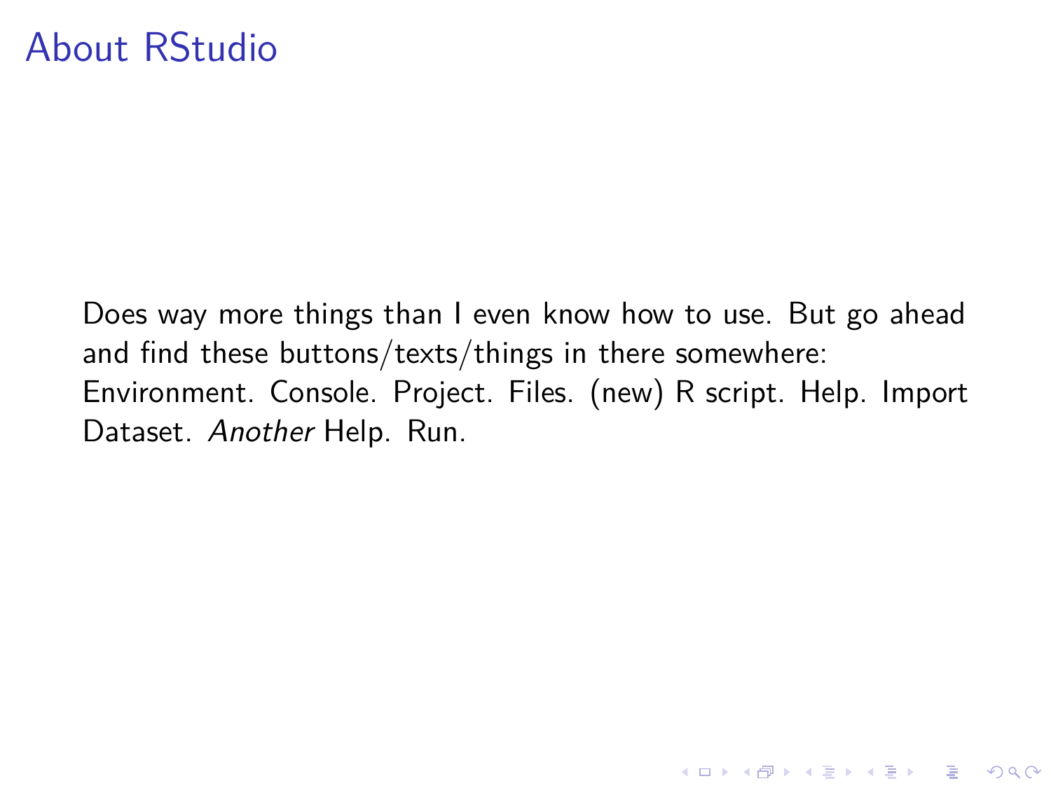# About RStudio

Does way more things than I even know how to use. But go ahead and find these buttons/texts/things in there somewhere: Environment. Console. Project. Files. (new) R script. Help. Import Dataset. *Another* Help. Run.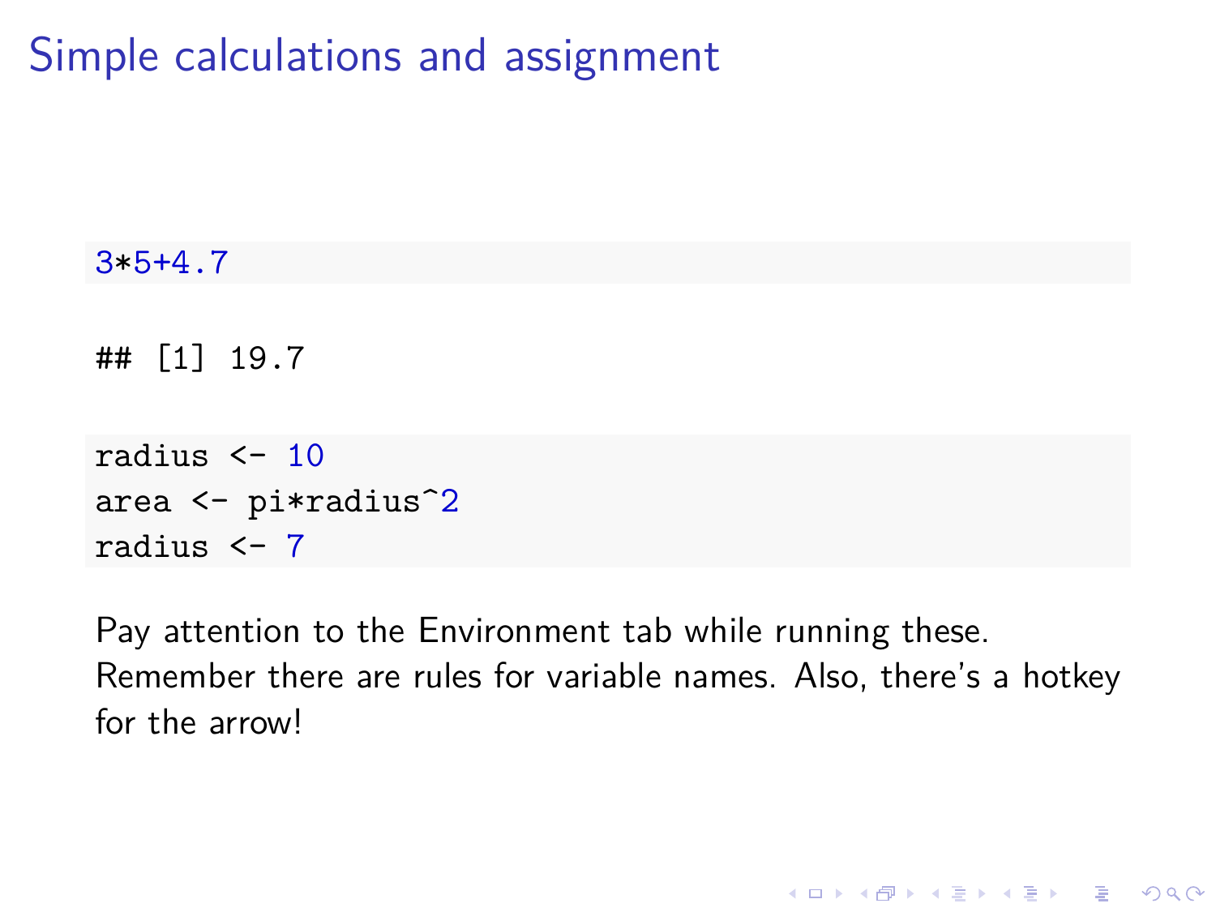# Simple calculations and assignment

```
3*5+4.7
```

```
## [1] 19.7
```

```
radius <- 10
area <- pi*radius^2
radius <- 7
```

Pay attention to the Environment tab while running these. Remember there are rules for variable names. Also, there's a hotkey for the arrow!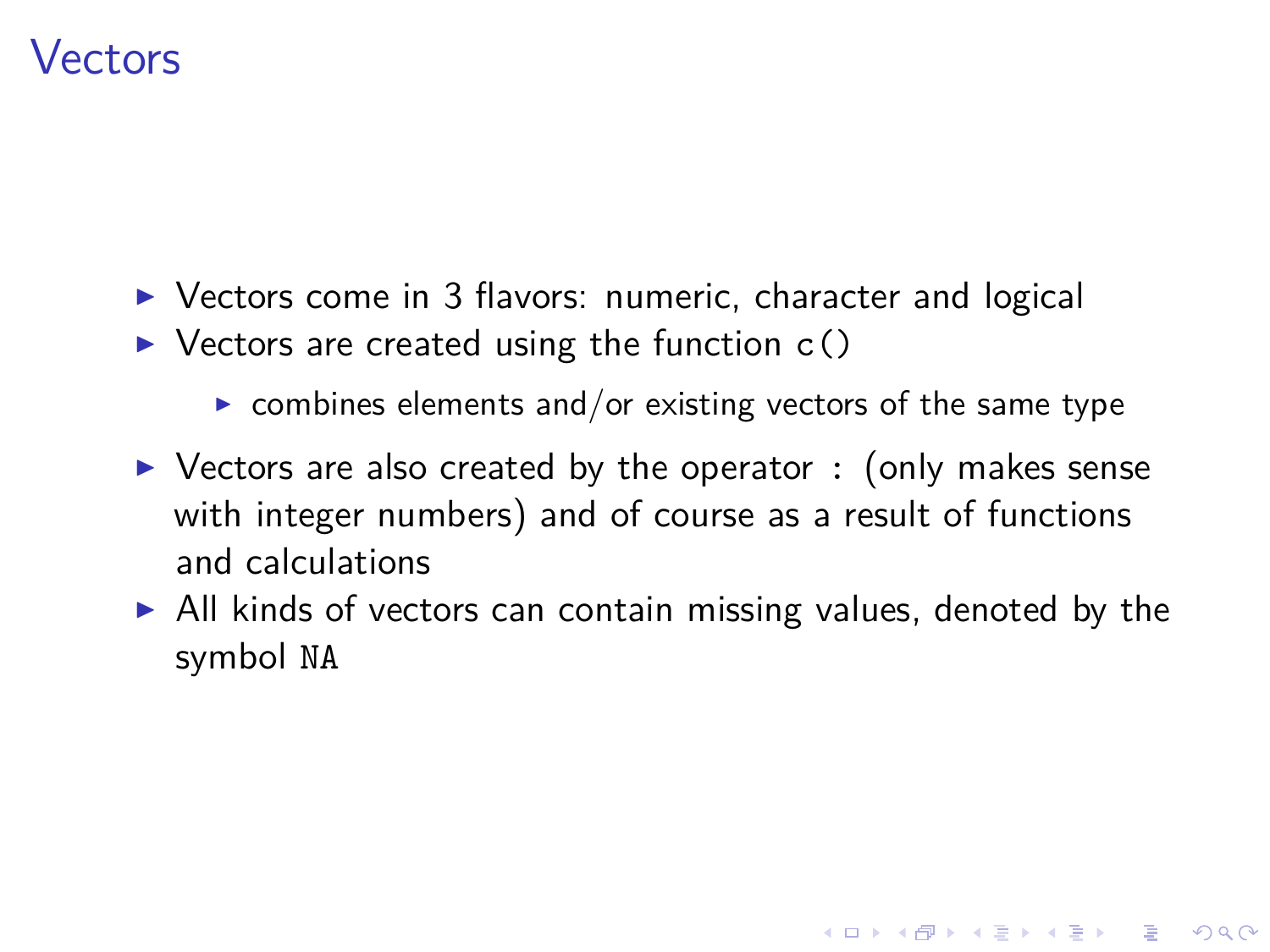# Vectors

- Vectors come in 3 flavors: numeric, character and logical
- Vectors are created using the function `c()`
  - combines elements and/or existing vectors of the same type
- Vectors are also created by the operator `:` (only makes sense with integer numbers) and of course as a result of functions and calculations
- All kinds of vectors can contain missing values, denoted by the symbol `NA`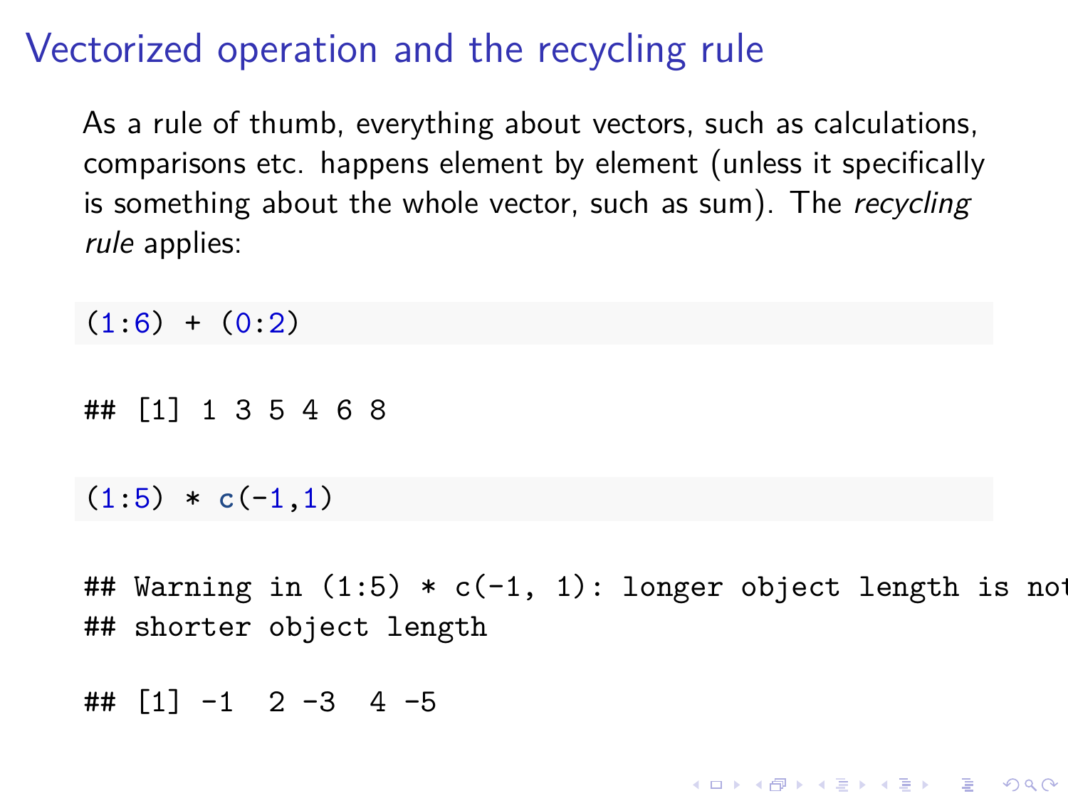# Vectorized operation and the recycling rule

As a rule of thumb, everything about vectors, such as calculations, comparisons etc. happens element by element (unless it specifically is something about the whole vector, such as sum). The *recycling rule* applies:

```
(1:6) + (0:2)
```

```
## [1] 1 3 5 4 6 8
```

```
(1:5) * c(-1,1)
```

```
## Warning in (1:5) * c(-1, 1): longer object length is not
## shorter object length
```

```
## [1] -1  2 -3  4 -5
```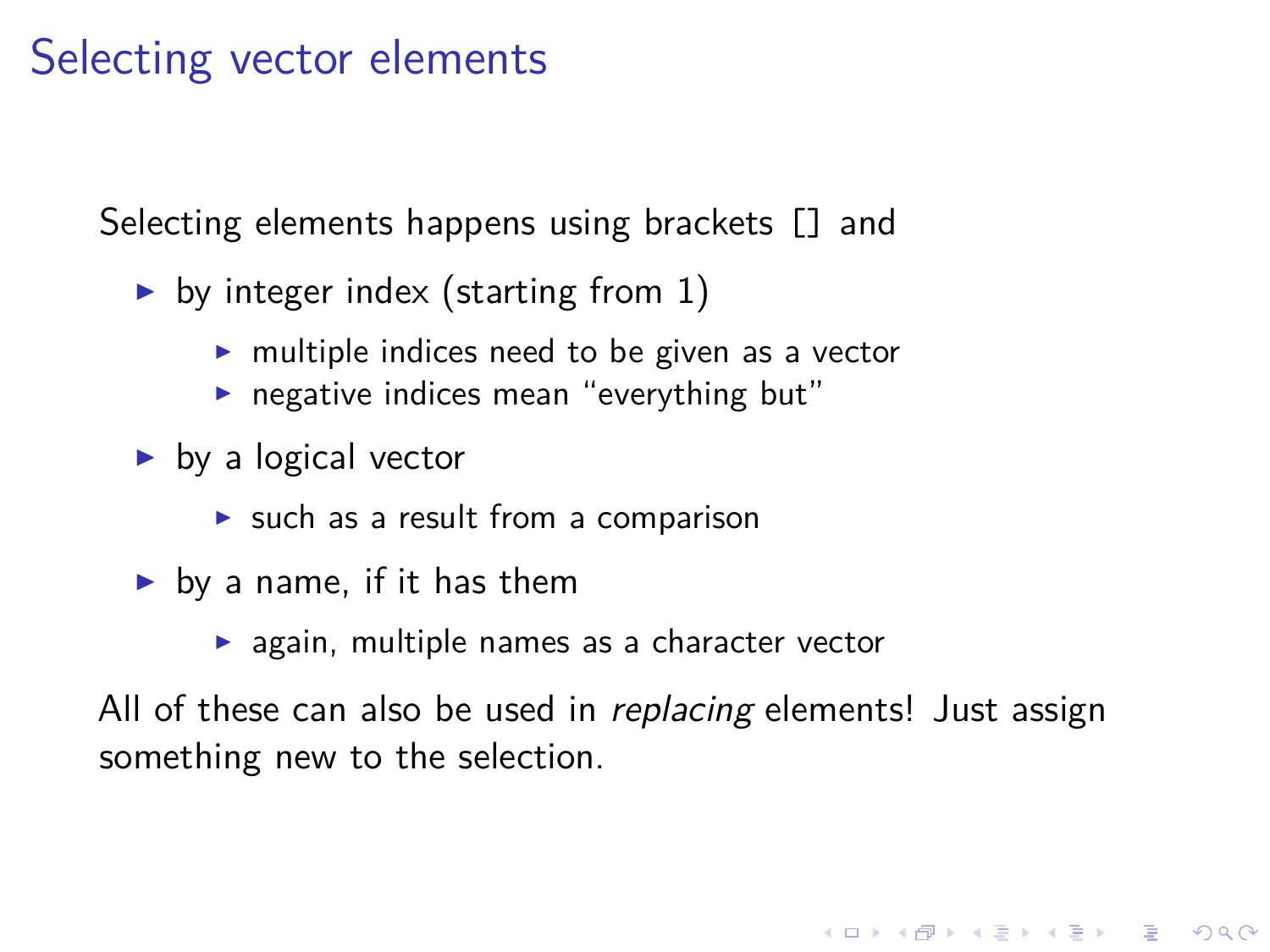# Selecting vector elements

Selecting elements happens using brackets `[]` and

- by integer index (starting from 1)
  - multiple indices need to be given as a vector
  - negative indices mean "everything but"
- by a logical vector
  - such as a result from a comparison
- by a name, if it has them
  - again, multiple names as a character vector

All of these can also be used in *replacing* elements! Just assign something new to the selection.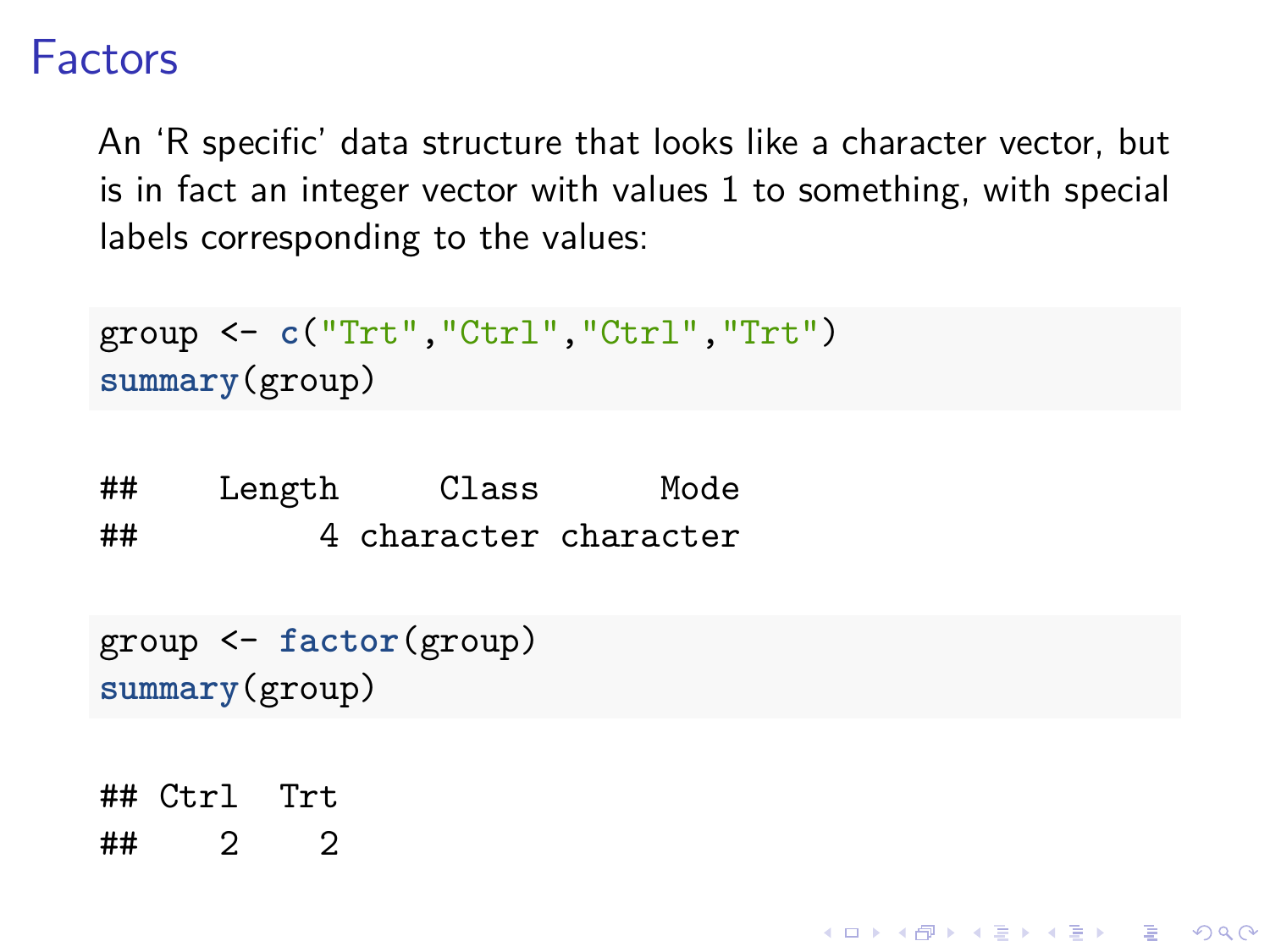# Factors

An 'R specific' data structure that looks like a character vector, but is in fact an integer vector with values 1 to something, with special labels corresponding to the values:

```
group <- c("Trt","Ctrl","Ctrl","Trt")
summary(group)
```

```
##    Length     Class      Mode
##         4 character character
```

```
group <- factor(group)
summary(group)
```

```
## Ctrl  Trt
##    2    2
```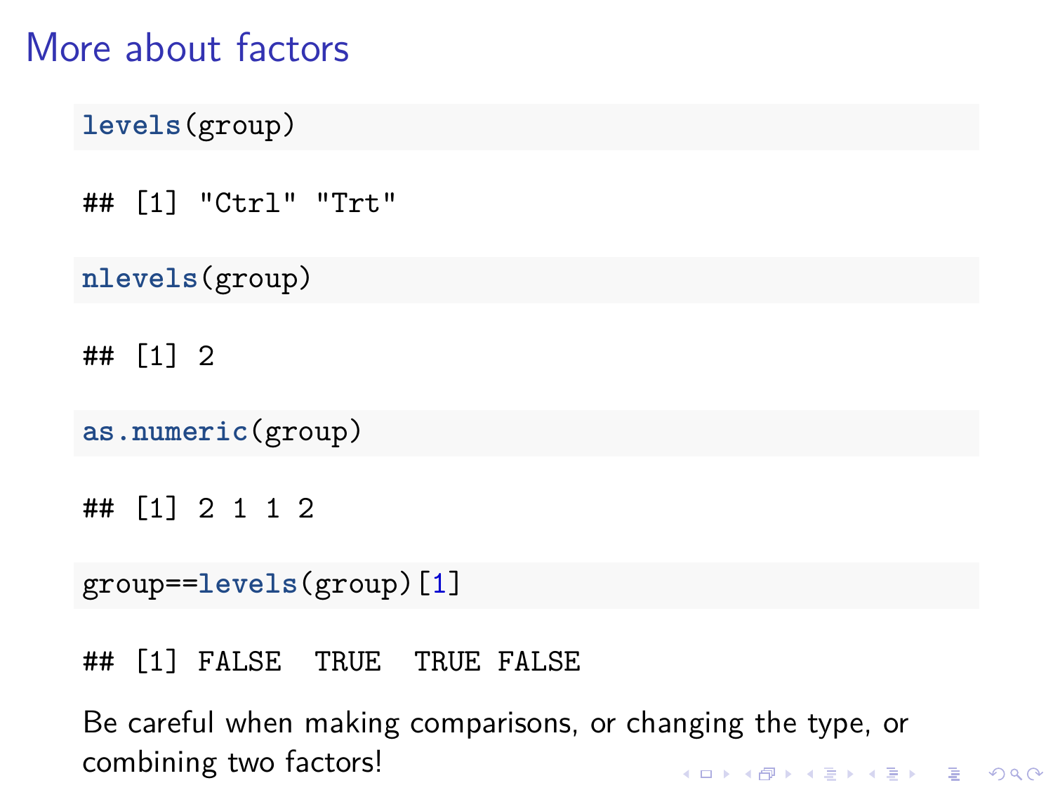# More about factors

```
levels(group)
```

```
## [1] "Ctrl" "Trt"
```

```
nlevels(group)
```

```
## [1] 2
```

```
as.numeric(group)
```

```
## [1] 2 1 1 2
```

```
group==levels(group)[1]
```

```
## [1] FALSE  TRUE  TRUE FALSE
```

Be careful when making comparisons, or changing the type, or combining two factors!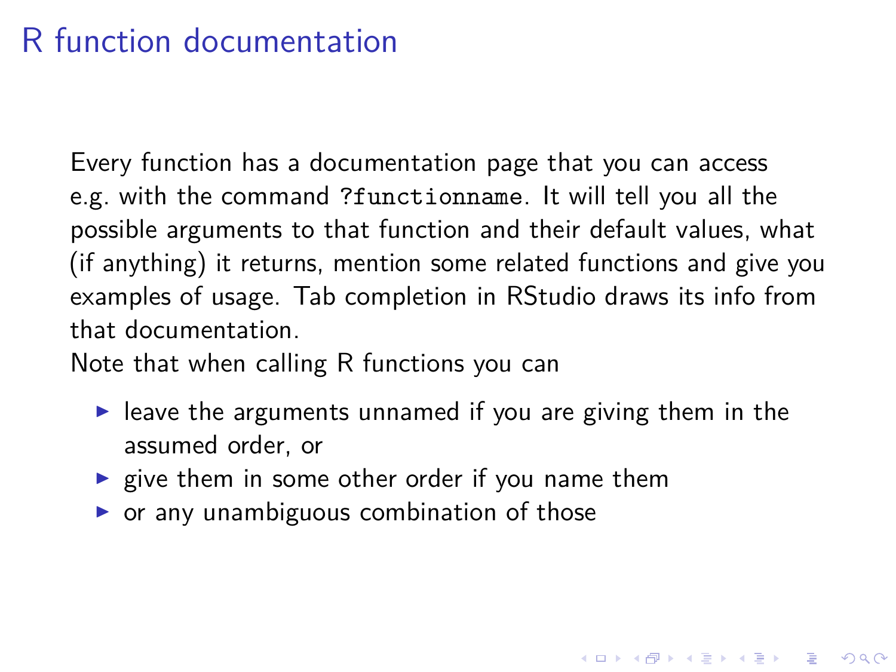# R function documentation

Every function has a documentation page that you can access e.g. with the command `?functionname`. It will tell you all the possible arguments to that function and their default values, what (if anything) it returns, mention some related functions and give you examples of usage. Tab completion in RStudio draws its info from that documentation.

Note that when calling R functions you can

- leave the arguments unnamed if you are giving them in the assumed order, or
- give them in some other order if you name them
- or any unambiguous combination of those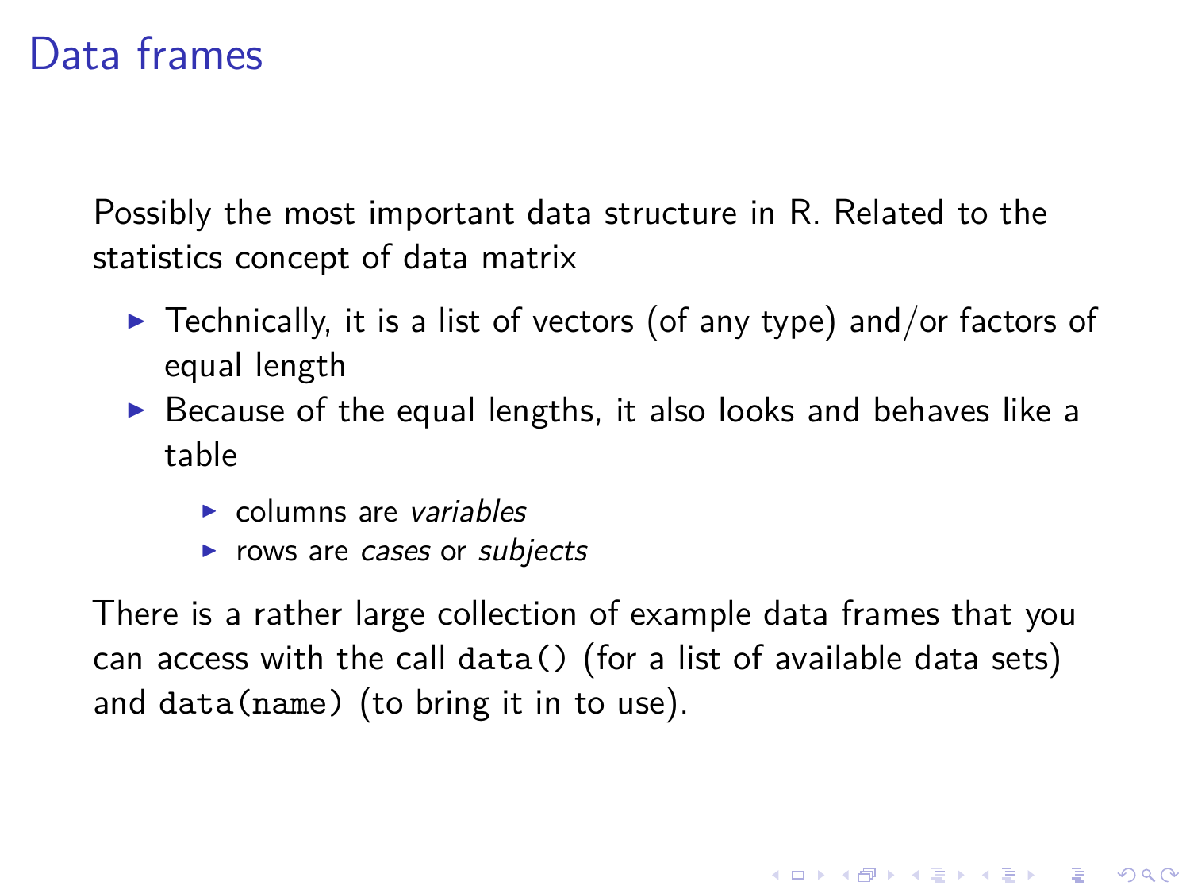# Data frames

Possibly the most important data structure in R. Related to the statistics concept of data matrix

- Technically, it is a list of vectors (of any type) and/or factors of equal length
- Because of the equal lengths, it also looks and behaves like a table
  - columns are *variables*
  - rows are *cases* or *subjects*

There is a rather large collection of example data frames that you can access with the call `data()` (for a list of available data sets) and `data(name)` (to bring it in to use).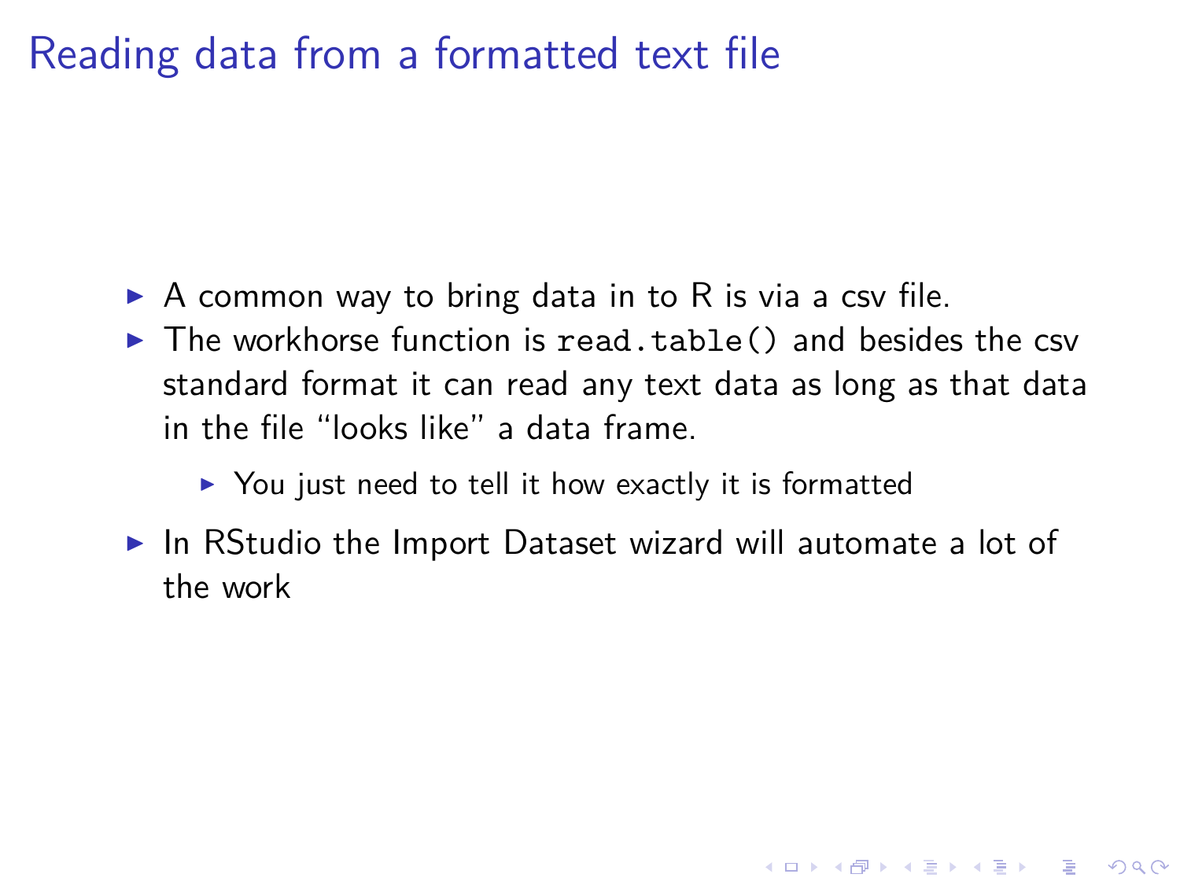# Reading data from a formatted text file

- A common way to bring data in to R is via a csv file.
- The workhorse function is `read.table()` and besides the csv standard format it can read any text data as long as that data in the file "looks like" a data frame.
  - You just need to tell it how exactly it is formatted
- In RStudio the Import Dataset wizard will automate a lot of the work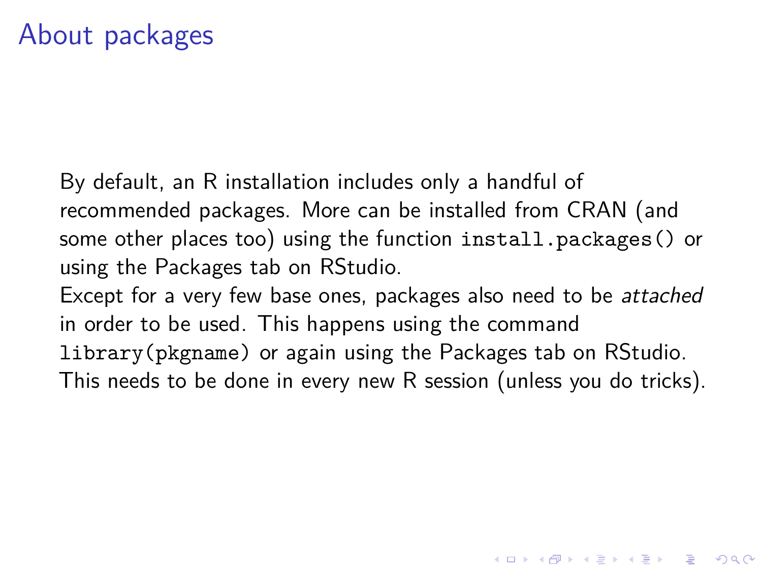# About packages

By default, an R installation includes only a handful of recommended packages. More can be installed from CRAN (and some other places too) using the function `install.packages()` or using the Packages tab on RStudio.

Except for a very few base ones, packages also need to be *attached* in order to be used. This happens using the command `library(pkgname)` or again using the Packages tab on RStudio. This needs to be done in every new R session (unless you do tricks).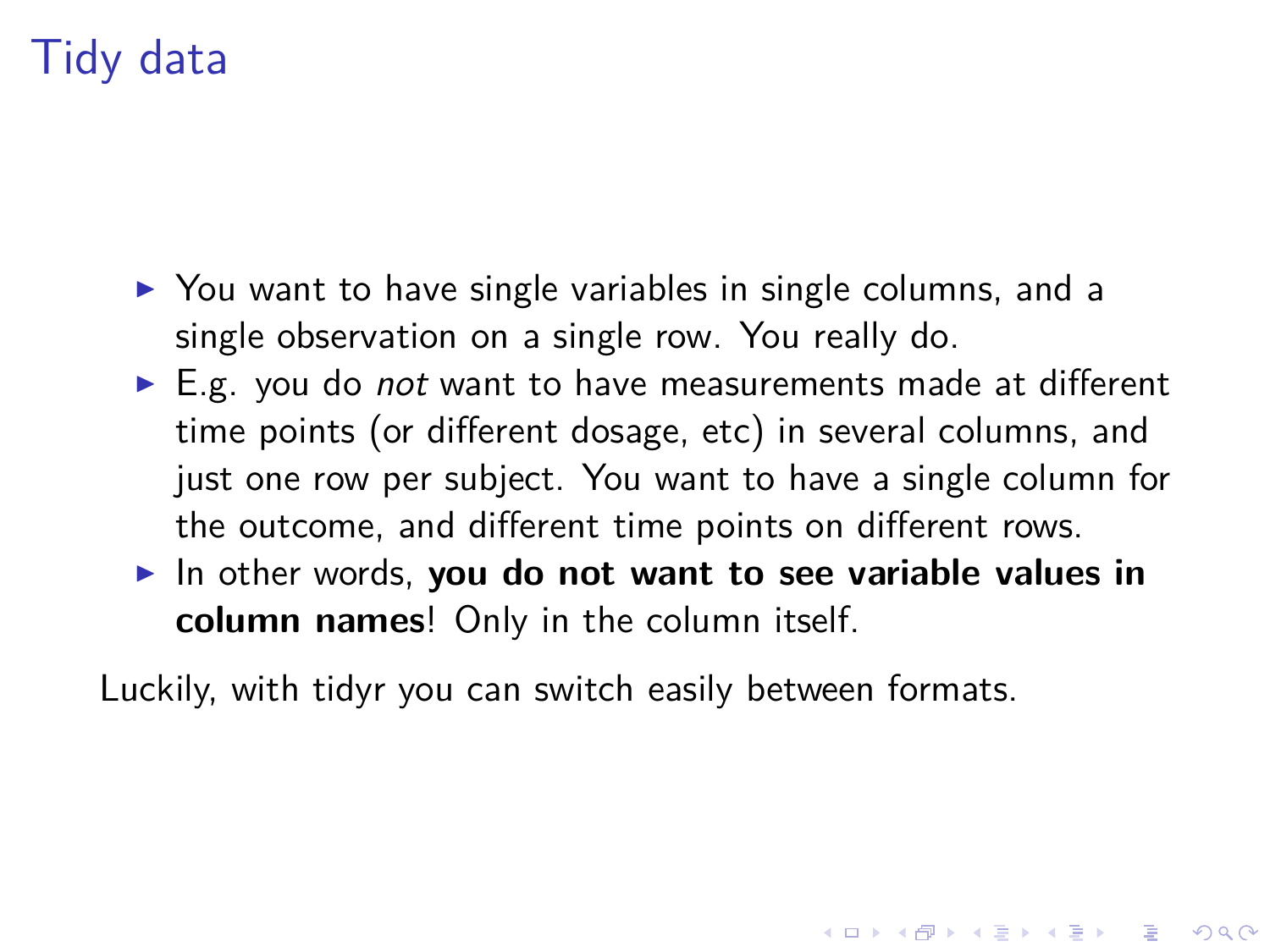# Tidy data

- You want to have single variables in single columns, and a single observation on a single row. You really do.
- E.g. you do *not* want to have measurements made at different time points (or different dosage, etc) in several columns, and just one row per subject. You want to have a single column for the outcome, and different time points on different rows.
- In other words, **you do not want to see variable values in column names**! Only in the column itself.

Luckily, with tidyr you can switch easily between formats.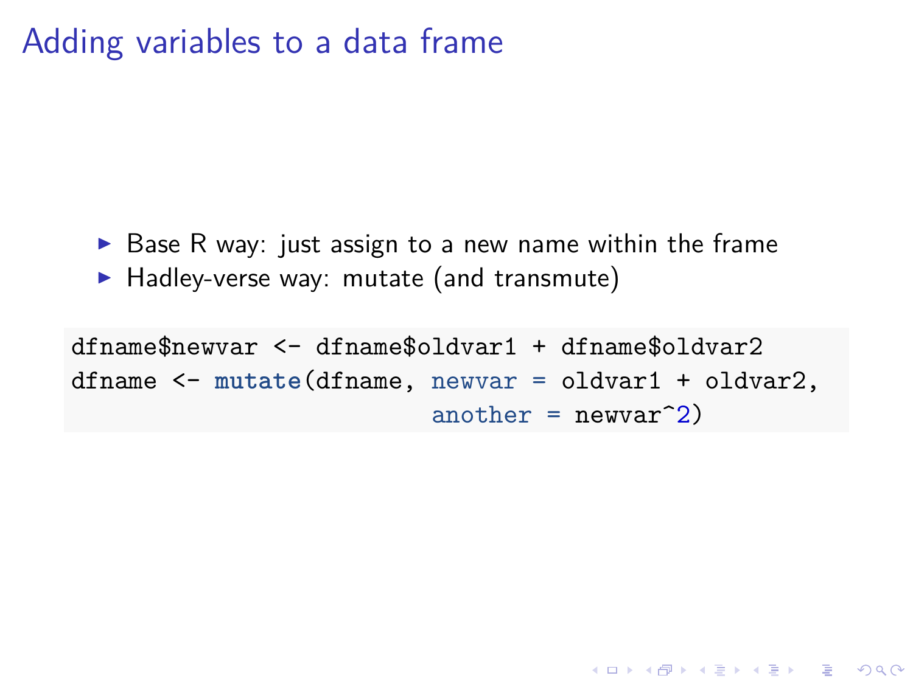# Adding variables to a data frame

- Base R way: just assign to a new name within the frame
- Hadley-verse way: mutate (and transmute)

```
dfname$newvar <- dfname$oldvar1 + dfname$oldvar2
dfname <- mutate(dfname, newvar = oldvar1 + oldvar2,
                          another = newvar^2)
```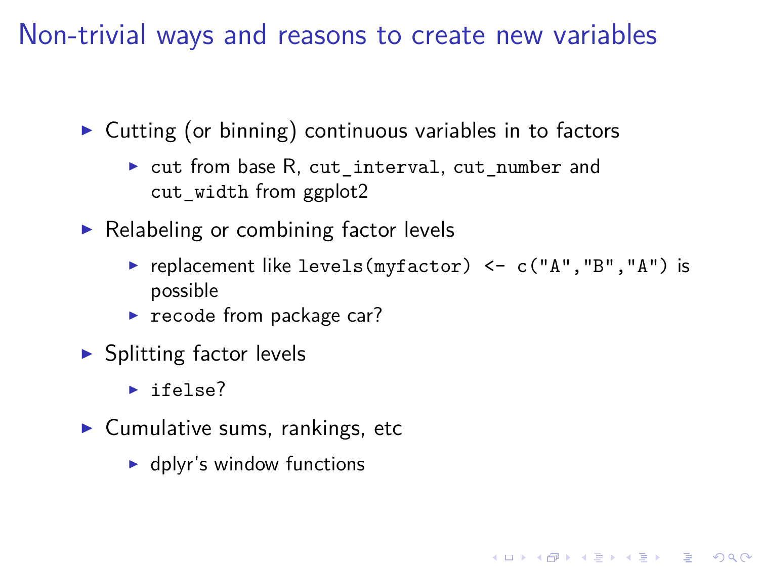# Non-trivial ways and reasons to create new variables

- Cutting (or binning) continuous variables in to factors
  - `cut` from base R, `cut_interval`, `cut_number` and `cut_width` from ggplot2
- Relabeling or combining factor levels
  - replacement like `levels(myfactor) <- c("A","B","A")` is possible
  - `recode` from package car?
- Splitting factor levels
  - `ifelse`?
- Cumulative sums, rankings, etc
  - dplyr's window functions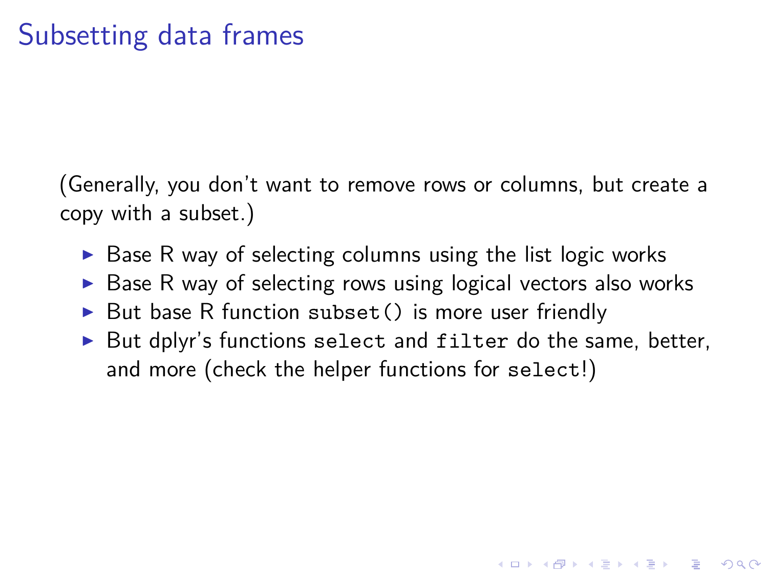# Subsetting data frames

(Generally, you don't want to remove rows or columns, but create a copy with a subset.)

- Base R way of selecting columns using the list logic works
- Base R way of selecting rows using logical vectors also works
- But base R function `subset()` is more user friendly
- But dplyr's functions `select` and `filter` do the same, better, and more (check the helper functions for `select`!)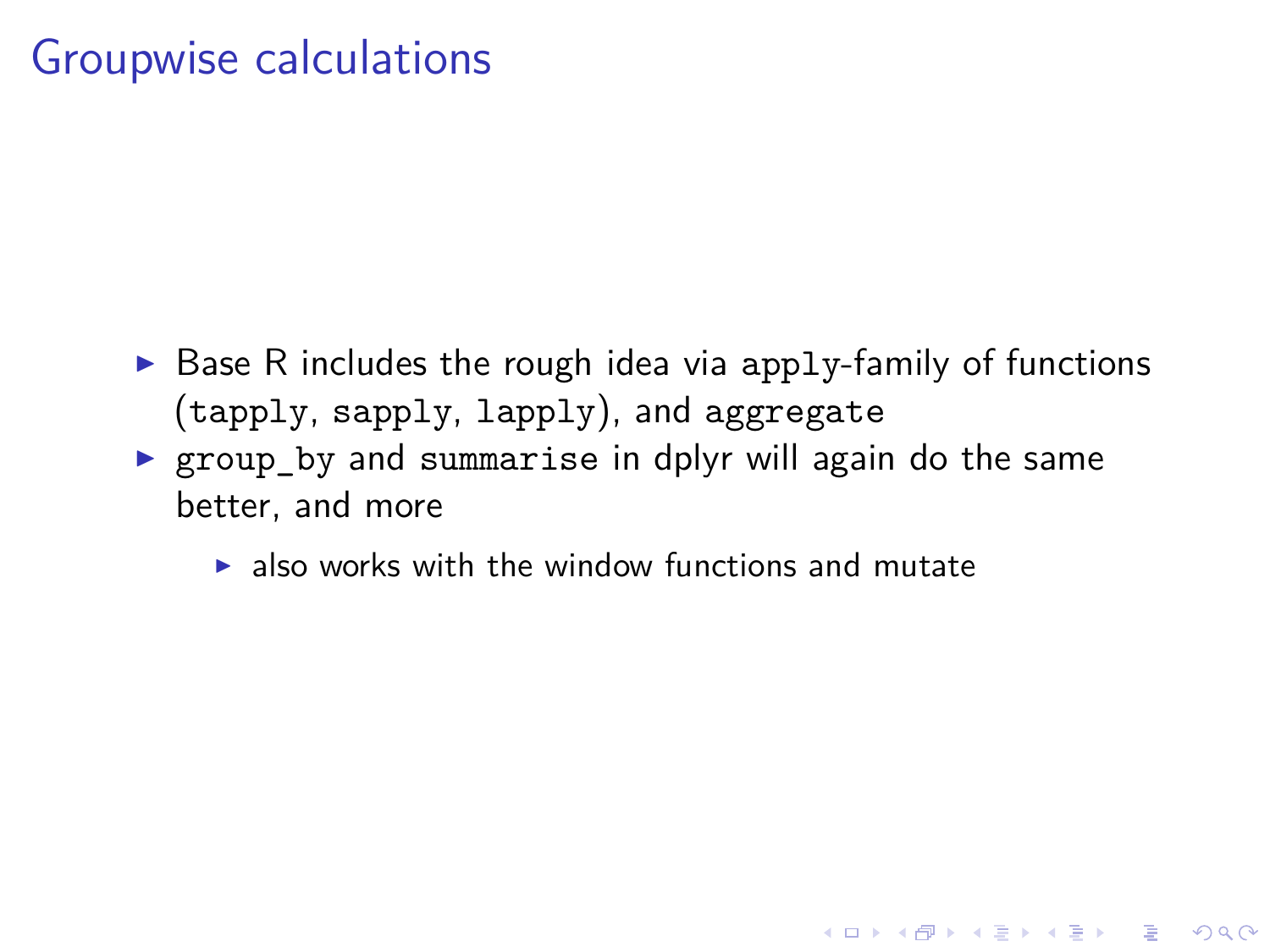# Groupwise calculations

- Base R includes the rough idea via `apply`-family of functions (`tapply`, `sapply`, `lapply`), and `aggregate`
- `group_by` and `summarise` in dplyr will again do the same better, and more
  - also works with the window functions and mutate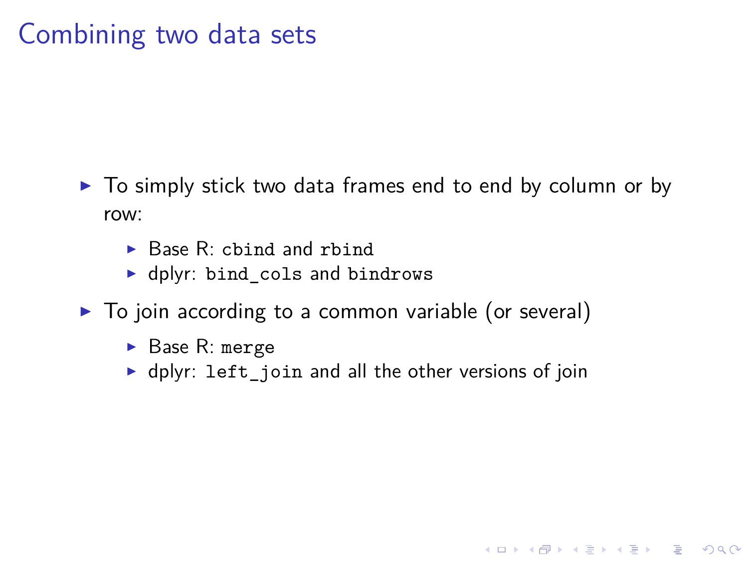# Combining two data sets

- To simply stick two data frames end to end by column or by row:
  - Base R: `cbind` and `rbind`
  - dplyr: `bind_cols` and `bindrows`
- To join according to a common variable (or several)
  - Base R: `merge`
  - dplyr: `left_join` and all the other versions of join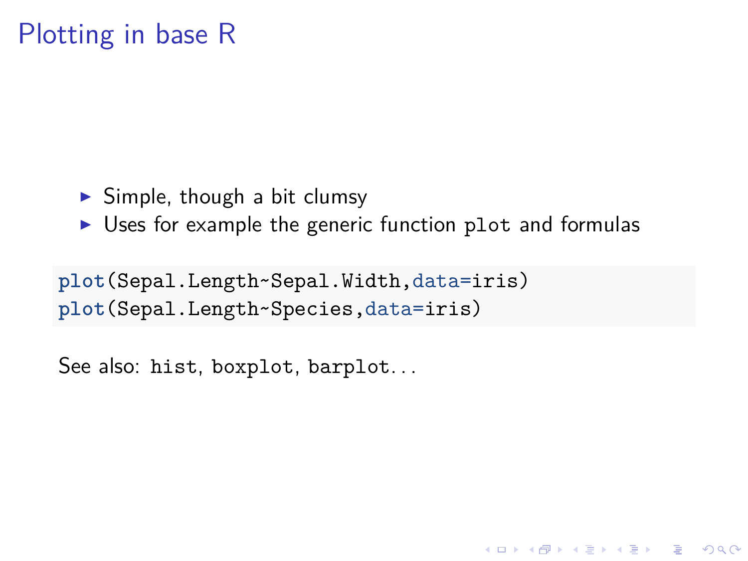# Plotting in base R

- Simple, though a bit clumsy
- Uses for example the generic function `plot` and formulas

```
plot(Sepal.Length~Sepal.Width,data=iris)
plot(Sepal.Length~Species,data=iris)
```

See also: `hist`, `boxplot`, `barplot`...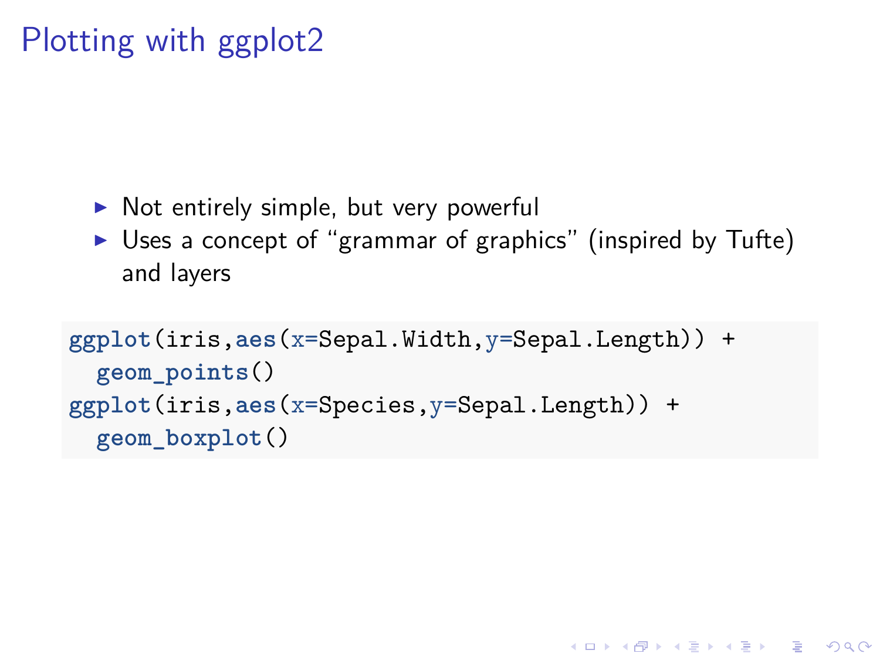# Plotting with ggplot2

- Not entirely simple, but very powerful
- Uses a concept of “grammar of graphics” (inspired by Tufte) and layers

```
ggplot(iris,aes(x=Sepal.Width,y=Sepal.Length)) +
  geom_points()
ggplot(iris,aes(x=Species,y=Sepal.Length)) +
  geom_boxplot()
```